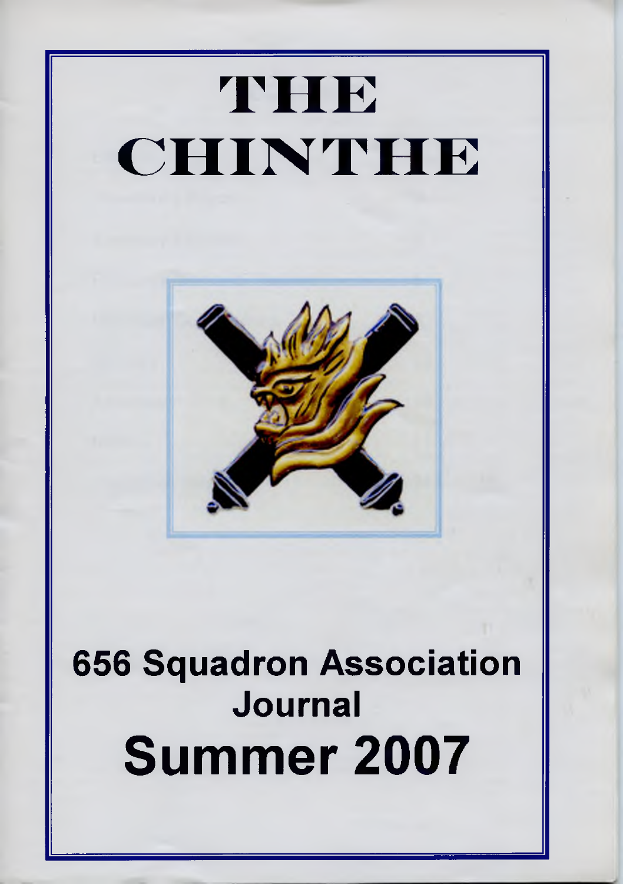# THE CHINTHE

## 656 Squadron Association Journal

## Summer 2007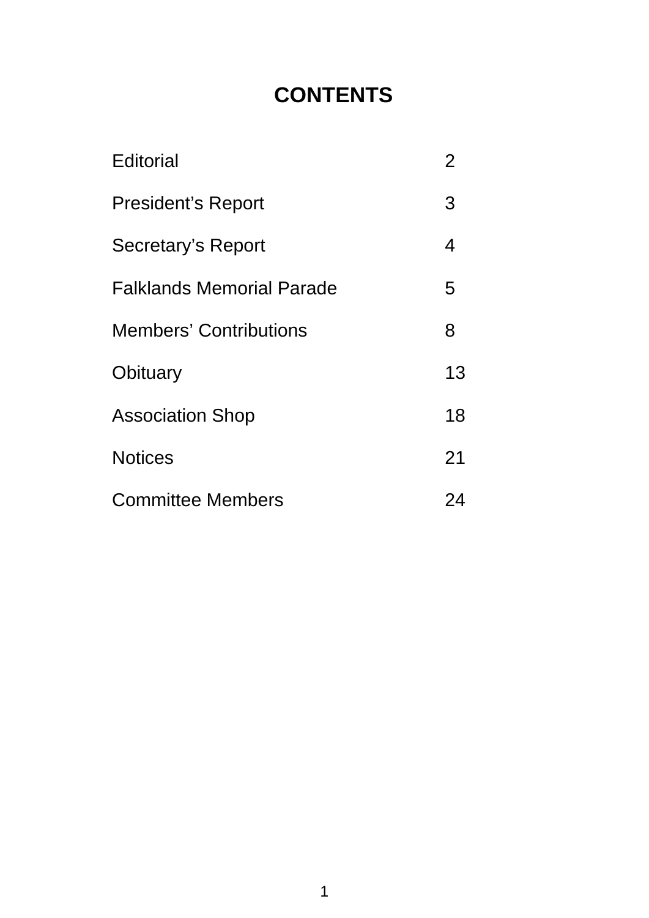# CONTENTS

| | |
|---|---|
| Editorial | 2 |
| President's Report | 3 |
| Secretary's Report | 4 |
| Falklands Memorial Parade | 5 |
| Members' Contributions | 8 |
| Obituary | 13 |
| Association Shop | 18 |
| Notices | 21 |
| Committee Members | 24 |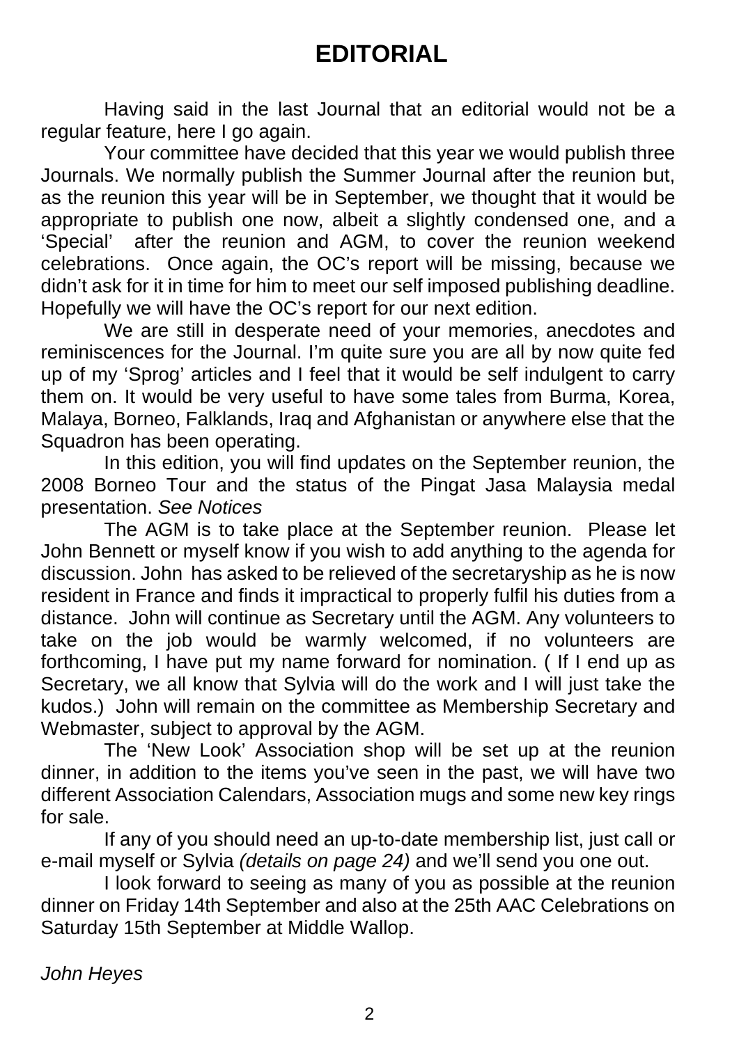# EDITORIAL

Having said in the last Journal that an editorial would not be a regular feature, here I go again.

Your committee have decided that this year we would publish three Journals. We normally publish the Summer Journal after the reunion but, as the reunion this year will be in September, we thought that it would be appropriate to publish one now, albeit a slightly condensed one, and a 'Special' after the reunion and AGM, to cover the reunion weekend celebrations. Once again, the OC's report will be missing, because we didn't ask for it in time for him to meet our self imposed publishing deadline. Hopefully we will have the OC's report for our next edition.

We are still in desperate need of your memories, anecdotes and reminiscences for the Journal. I'm quite sure you are all by now quite fed up of my 'Sprog' articles and I feel that it would be self indulgent to carry them on. It would be very useful to have some tales from Burma, Korea, Malaya, Borneo, Falklands, Iraq and Afghanistan or anywhere else that the Squadron has been operating.

In this edition, you will find updates on the September reunion, the 2008 Borneo Tour and the status of the Pingat Jasa Malaysia medal presentation. *See Notices*

The AGM is to take place at the September reunion. Please let John Bennett or myself know if you wish to add anything to the agenda for discussion. John has asked to be relieved of the secretaryship as he is now resident in France and finds it impractical to properly fulfil his duties from a distance. John will continue as Secretary until the AGM. Any volunteers to take on the job would be warmly welcomed, if no volunteers are forthcoming, I have put my name forward for nomination. ( If I end up as Secretary, we all know that Sylvia will do the work and I will just take the kudos.) John will remain on the committee as Membership Secretary and Webmaster, subject to approval by the AGM.

The 'New Look' Association shop will be set up at the reunion dinner, in addition to the items you've seen in the past, we will have two different Association Calendars, Association mugs and some new key rings for sale.

If any of you should need an up-to-date membership list, just call or e-mail myself or Sylvia *(details on page 24)* and we'll send you one out.

I look forward to seeing as many of you as possible at the reunion dinner on Friday 14th September and also at the 25th AAC Celebrations on Saturday 15th September at Middle Wallop.

*John Heyes*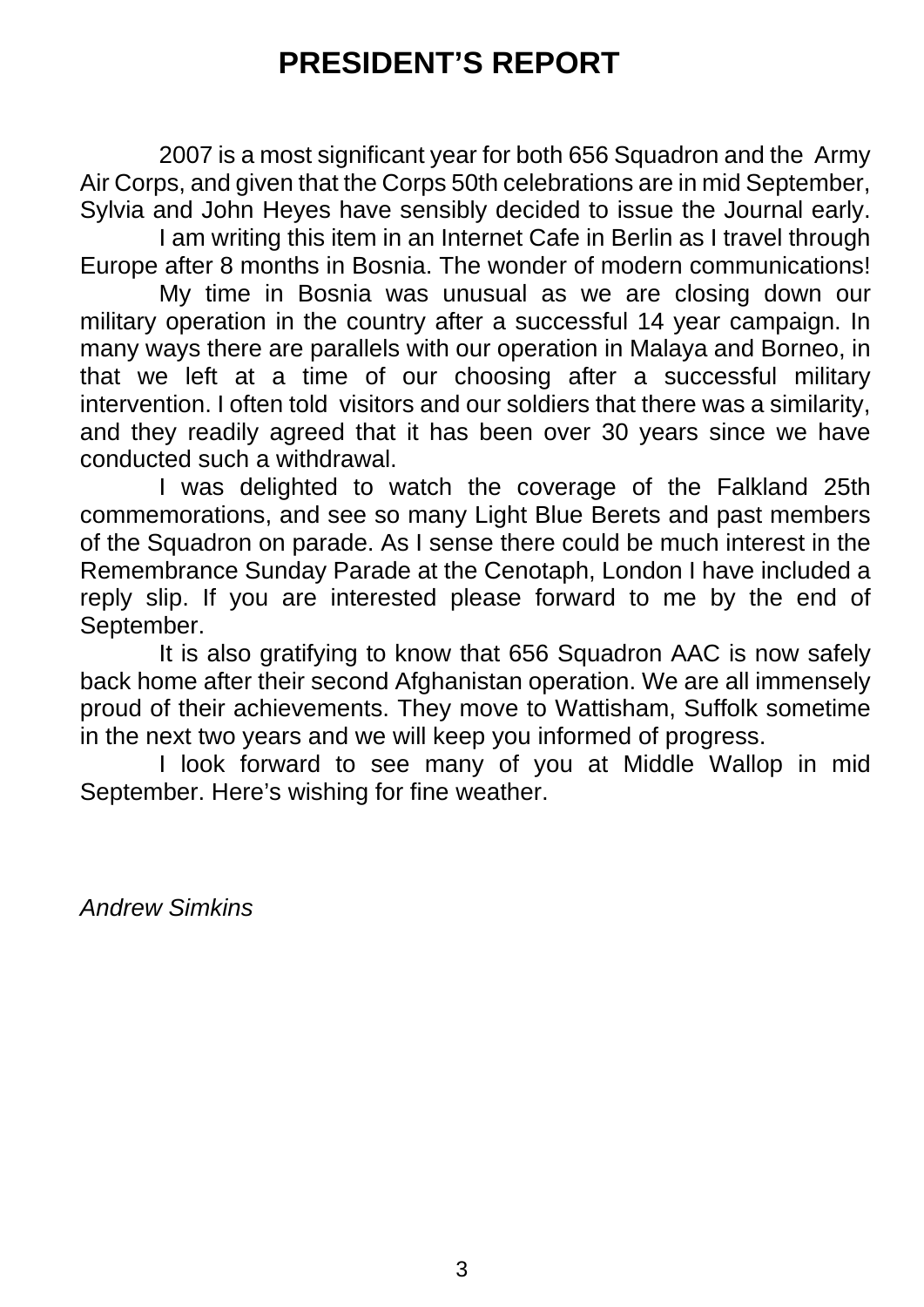# PRESIDENT'S REPORT

2007 is a most significant year for both 656 Squadron and the Army Air Corps, and given that the Corps 50th celebrations are in mid September, Sylvia and John Heyes have sensibly decided to issue the Journal early.

I am writing this item in an Internet Cafe in Berlin as I travel through Europe after 8 months in Bosnia. The wonder of modern communications!

My time in Bosnia was unusual as we are closing down our military operation in the country after a successful 14 year campaign. In many ways there are parallels with our operation in Malaya and Borneo, in that we left at a time of our choosing after a successful military intervention. I often told visitors and our soldiers that there was a similarity, and they readily agreed that it has been over 30 years since we have conducted such a withdrawal.

I was delighted to watch the coverage of the Falkland 25th commemorations, and see so many Light Blue Berets and past members of the Squadron on parade. As I sense there could be much interest in the Remembrance Sunday Parade at the Cenotaph, London I have included a reply slip. If you are interested please forward to me by the end of September.

It is also gratifying to know that 656 Squadron AAC is now safely back home after their second Afghanistan operation. We are all immensely proud of their achievements. They move to Wattisham, Suffolk sometime in the next two years and we will keep you informed of progress.

I look forward to see many of you at Middle Wallop in mid September. Here's wishing for fine weather.

*Andrew Simkins*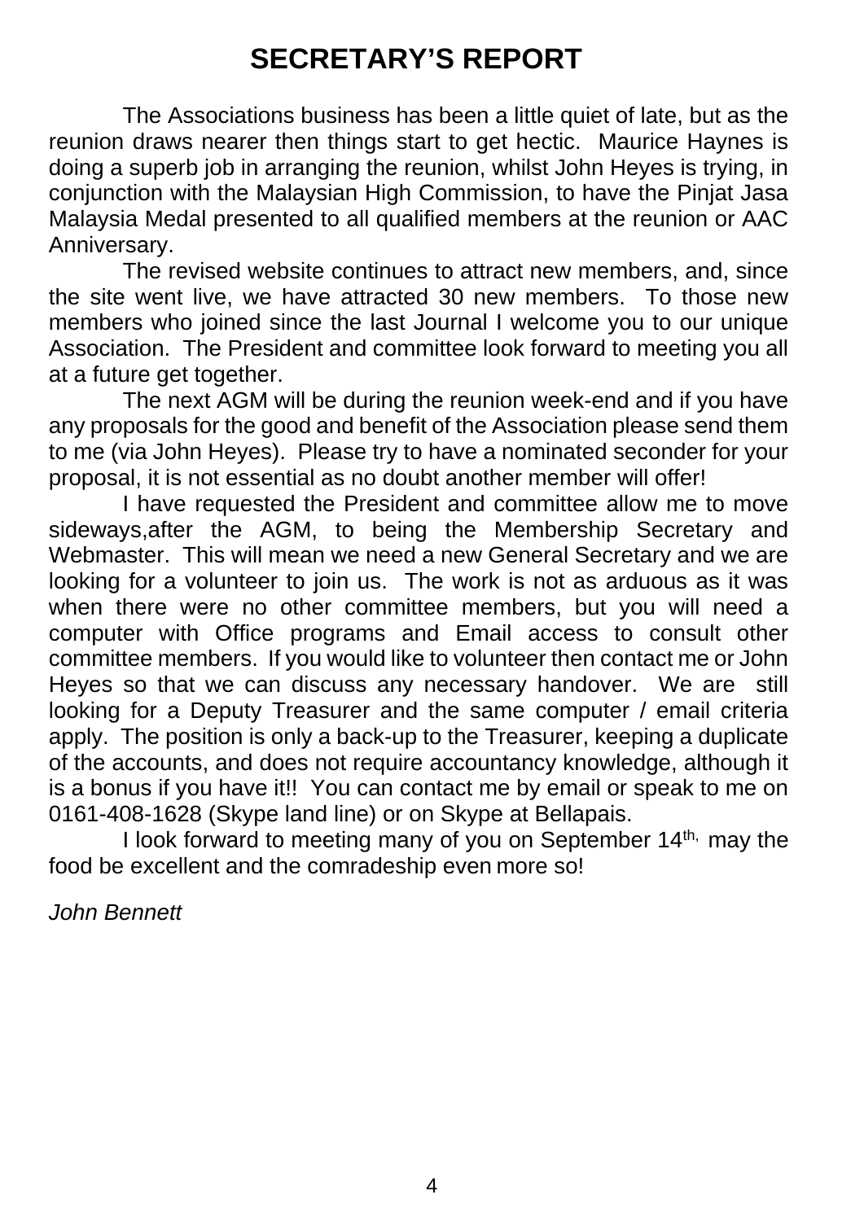# SECRETARY'S REPORT

The Associations business has been a little quiet of late, but as the reunion draws nearer then things start to get hectic. Maurice Haynes is doing a superb job in arranging the reunion, whilst John Heyes is trying, in conjunction with the Malaysian High Commission, to have the Pinjat Jasa Malaysia Medal presented to all qualified members at the reunion or AAC Anniversary.

The revised website continues to attract new members, and, since the site went live, we have attracted 30 new members. To those new members who joined since the last Journal I welcome you to our unique Association. The President and committee look forward to meeting you all at a future get together.

The next AGM will be during the reunion week-end and if you have any proposals for the good and benefit of the Association please send them to me (via John Heyes). Please try to have a nominated seconder for your proposal, it is not essential as no doubt another member will offer!

I have requested the President and committee allow me to move sideways,after the AGM, to being the Membership Secretary and Webmaster. This will mean we need a new General Secretary and we are looking for a volunteer to join us. The work is not as arduous as it was when there were no other committee members, but you will need a computer with Office programs and Email access to consult other committee members. If you would like to volunteer then contact me or John Heyes so that we can discuss any necessary handover. We are still looking for a Deputy Treasurer and the same computer / email criteria apply. The position is only a back-up to the Treasurer, keeping a duplicate of the accounts, and does not require accountancy knowledge, although it is a bonus if you have it!! You can contact me by email or speak to me on 0161-408-1628 (Skype land line) or on Skype at Bellapais.

I look forward to meeting many of you on September 14th, may the food be excellent and the comradeship even more so!

*John Bennett*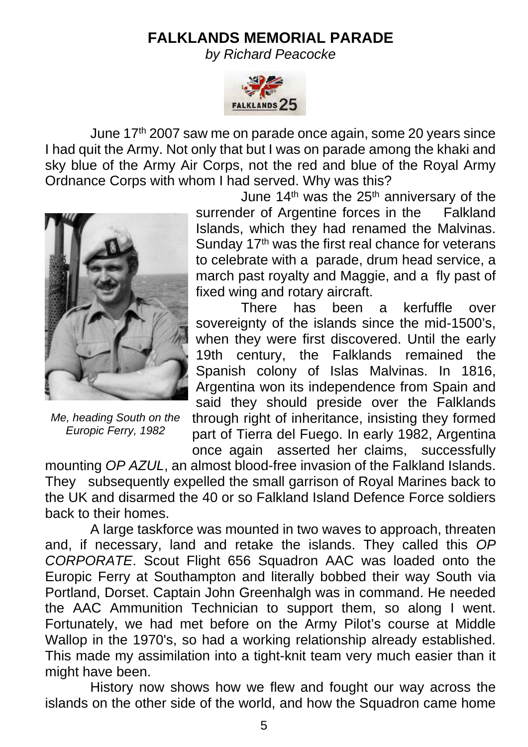# FALKLANDS MEMORIAL PARADE

*by Richard Peacocke*

June 17th 2007 saw me on parade once again, some 20 years since I had quit the Army. Not only that but I was on parade among the khaki and sky blue of the Army Air Corps, not the red and blue of the Royal Army Ordnance Corps with whom I had served. Why was this?

June 14th was the 25th anniversary of the surrender of Argentine forces in the Falkland Islands, which they had renamed the Malvinas. Sunday 17th was the first real chance for veterans to celebrate with a parade, drum head service, a march past royalty and Maggie, and a fly past of fixed wing and rotary aircraft.

*Me, heading South on the Europic Ferry, 1982*

There has been a kerfuffle over sovereignty of the islands since the mid-1500's, when they were first discovered. Until the early 19th century, the Falklands remained the Spanish colony of Islas Malvinas. In 1816, Argentina won its independence from Spain and said they should preside over the Falklands through right of inheritance, insisting they formed part of Tierra del Fuego. In early 1982, Argentina once again asserted her claims, successfully mounting *OP AZUL*, an almost blood-free invasion of the Falkland Islands. They subsequently expelled the small garrison of Royal Marines back to the UK and disarmed the 40 or so Falkland Island Defence Force soldiers back to their homes.

A large taskforce was mounted in two waves to approach, threaten and, if necessary, land and retake the islands. They called this *OP CORPORATE*. Scout Flight 656 Squadron AAC was loaded onto the Europic Ferry at Southampton and literally bobbed their way South via Portland, Dorset. Captain John Greenhalgh was in command. He needed the AAC Ammunition Technician to support them, so along I went. Fortunately, we had met before on the Army Pilot's course at Middle Wallop in the 1970's, so had a working relationship already established. This made my assimilation into a tight-knit team very much easier than it might have been.

History now shows how we flew and fought our way across the islands on the other side of the world, and how the Squadron came home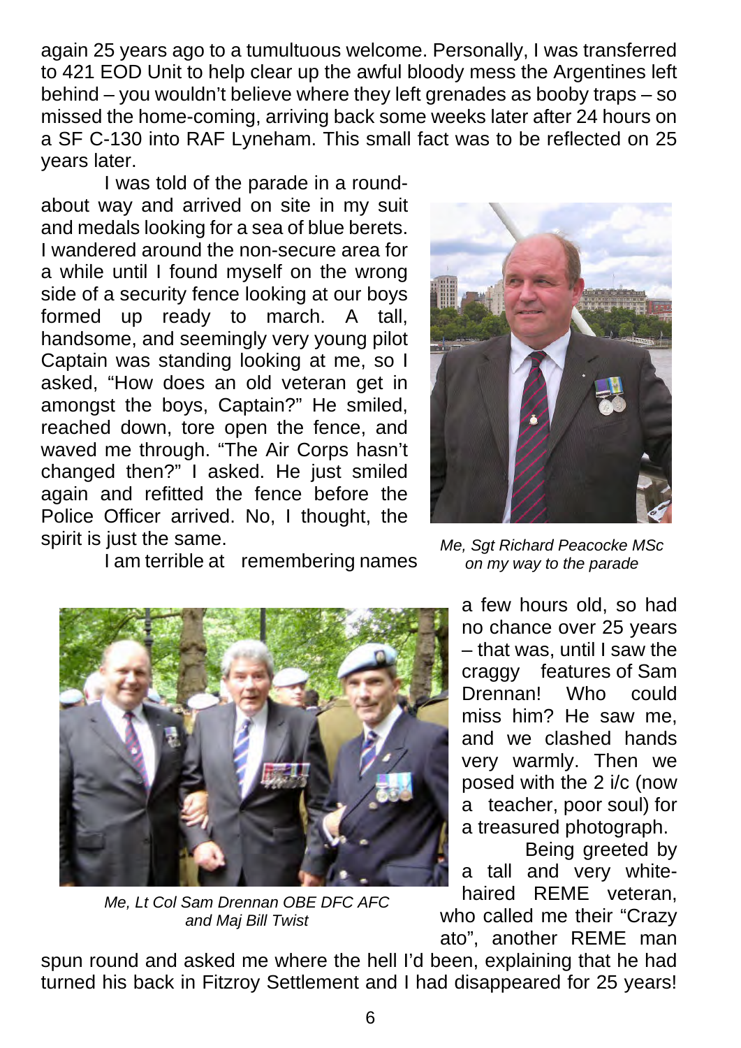again 25 years ago to a tumultuous welcome. Personally, I was transferred to 421 EOD Unit to help clear up the awful bloody mess the Argentines left behind – you wouldn't believe where they left grenades as booby traps – so missed the home-coming, arriving back some weeks later after 24 hours on a SF C-130 into RAF Lyneham. This small fact was to be reflected on 25 years later.

I was told of the parade in a round-about way and arrived on site in my suit and medals looking for a sea of blue berets. I wandered around the non-secure area for a while until I found myself on the wrong side of a security fence looking at our boys formed up ready to march. A tall, handsome, and seemingly very young pilot Captain was standing looking at me, so I asked, "How does an old veteran get in amongst the boys, Captain?" He smiled, reached down, tore open the fence, and waved me through. "The Air Corps hasn't changed then?" I asked. He just smiled again and refitted the fence before the Police Officer arrived. No, I thought, the spirit is just the same.

*Me, Sgt Richard Peacocke MSc on my way to the parade*

I am terrible at remembering names a few hours old, so had no chance over 25 years – that was, until I saw the craggy features of Sam Drennan! Who could miss him? He saw me, and we clashed hands very warmly. Then we posed with the 2 i/c (now a teacher, poor soul) for a treasured photograph.

*Me, Lt Col Sam Drennan OBE DFC AFC and Maj Bill Twist*

Being greeted by a tall and very white-haired REME veteran, who called me their "Crazy ato", another REME man spun round and asked me where the hell I'd been, explaining that he had turned his back in Fitzroy Settlement and I had disappeared for 25 years!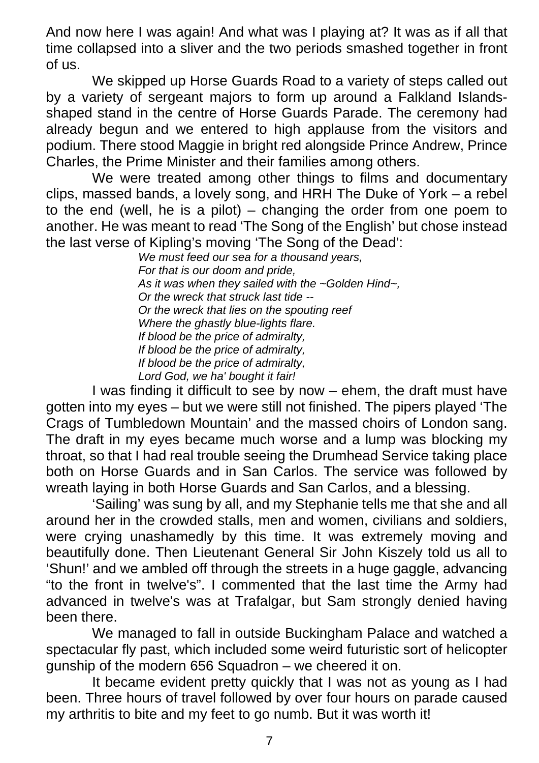And now here I was again! And what was I playing at? It was as if all that time collapsed into a sliver and the two periods smashed together in front of us.

We skipped up Horse Guards Road to a variety of steps called out by a variety of sergeant majors to form up around a Falkland Islands-shaped stand in the centre of Horse Guards Parade. The ceremony had already begun and we entered to high applause from the visitors and podium. There stood Maggie in bright red alongside Prince Andrew, Prince Charles, the Prime Minister and their families among others.

We were treated among other things to films and documentary clips, massed bands, a lovely song, and HRH The Duke of York – a rebel to the end (well, he is a pilot) – changing the order from one poem to another. He was meant to read 'The Song of the English' but chose instead the last verse of Kipling's moving 'The Song of the Dead':

> *We must feed our sea for a thousand years,*
> *For that is our doom and pride,*
> *As it was when they sailed with the ~Golden Hind~,*
> *Or the wreck that struck last tide --*
> *Or the wreck that lies on the spouting reef*
> *Where the ghastly blue-lights flare.*
> *If blood be the price of admiralty,*
> *If blood be the price of admiralty,*
> *If blood be the price of admiralty,*
> *Lord God, we ha' bought it fair!*

I was finding it difficult to see by now – ehem, the draft must have gotten into my eyes – but we were still not finished. The pipers played 'The Crags of Tumbledown Mountain' and the massed choirs of London sang. The draft in my eyes became much worse and a lump was blocking my throat, so that I had real trouble seeing the Drumhead Service taking place both on Horse Guards and in San Carlos. The service was followed by wreath laying in both Horse Guards and San Carlos, and a blessing.

'Sailing' was sung by all, and my Stephanie tells me that she and all around her in the crowded stalls, men and women, civilians and soldiers, were crying unashamedly by this time. It was extremely moving and beautifully done. Then Lieutenant General Sir John Kiszely told us all to 'Shun!' and we ambled off through the streets in a huge gaggle, advancing "to the front in twelve's". I commented that the last time the Army had advanced in twelve's was at Trafalgar, but Sam strongly denied having been there.

We managed to fall in outside Buckingham Palace and watched a spectacular fly past, which included some weird futuristic sort of helicopter gunship of the modern 656 Squadron – we cheered it on.

It became evident pretty quickly that I was not as young as I had been. Three hours of travel followed by over four hours on parade caused my arthritis to bite and my feet to go numb. But it was worth it!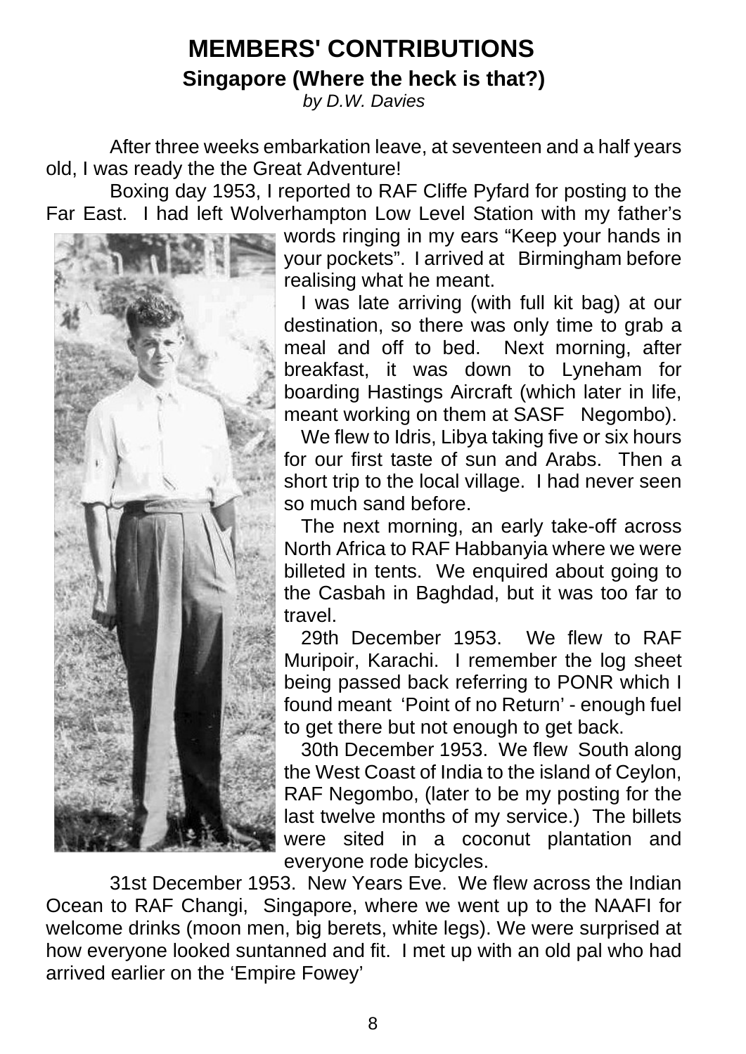# MEMBERS' CONTRIBUTIONS

## Singapore (Where the heck is that?)

*by D.W. Davies*

After three weeks embarkation leave, at seventeen and a half years old, I was ready the the Great Adventure!

Boxing day 1953, I reported to RAF Cliffe Pyfard for posting to the Far East. I had left Wolverhampton Low Level Station with my father's words ringing in my ears "Keep your hands in your pockets". I arrived at Birmingham before realising what he meant.

I was late arriving (with full kit bag) at our destination, so there was only time to grab a meal and off to bed. Next morning, after breakfast, it was down to Lyneham for boarding Hastings Aircraft (which later in life, meant working on them at SASF Negombo).

We flew to Idris, Libya taking five or six hours for our first taste of sun and Arabs. Then a short trip to the local village. I had never seen so much sand before.

The next morning, an early take-off across North Africa to RAF Habbanyia where we were billeted in tents. We enquired about going to the Casbah in Baghdad, but it was too far to travel.

29th December 1953. We flew to RAF Muripoir, Karachi. I remember the log sheet being passed back referring to PONR which I found meant 'Point of no Return' - enough fuel to get there but not enough to get back.

30th December 1953. We flew South along the West Coast of India to the island of Ceylon, RAF Negombo, (later to be my posting for the last twelve months of my service.) The billets were sited in a coconut plantation and everyone rode bicycles.

31st December 1953. New Years Eve. We flew across the Indian Ocean to RAF Changi, Singapore, where we went up to the NAAFI for welcome drinks (moon men, big berets, white legs). We were surprised at how everyone looked suntanned and fit. I met up with an old pal who had arrived earlier on the 'Empire Fowey'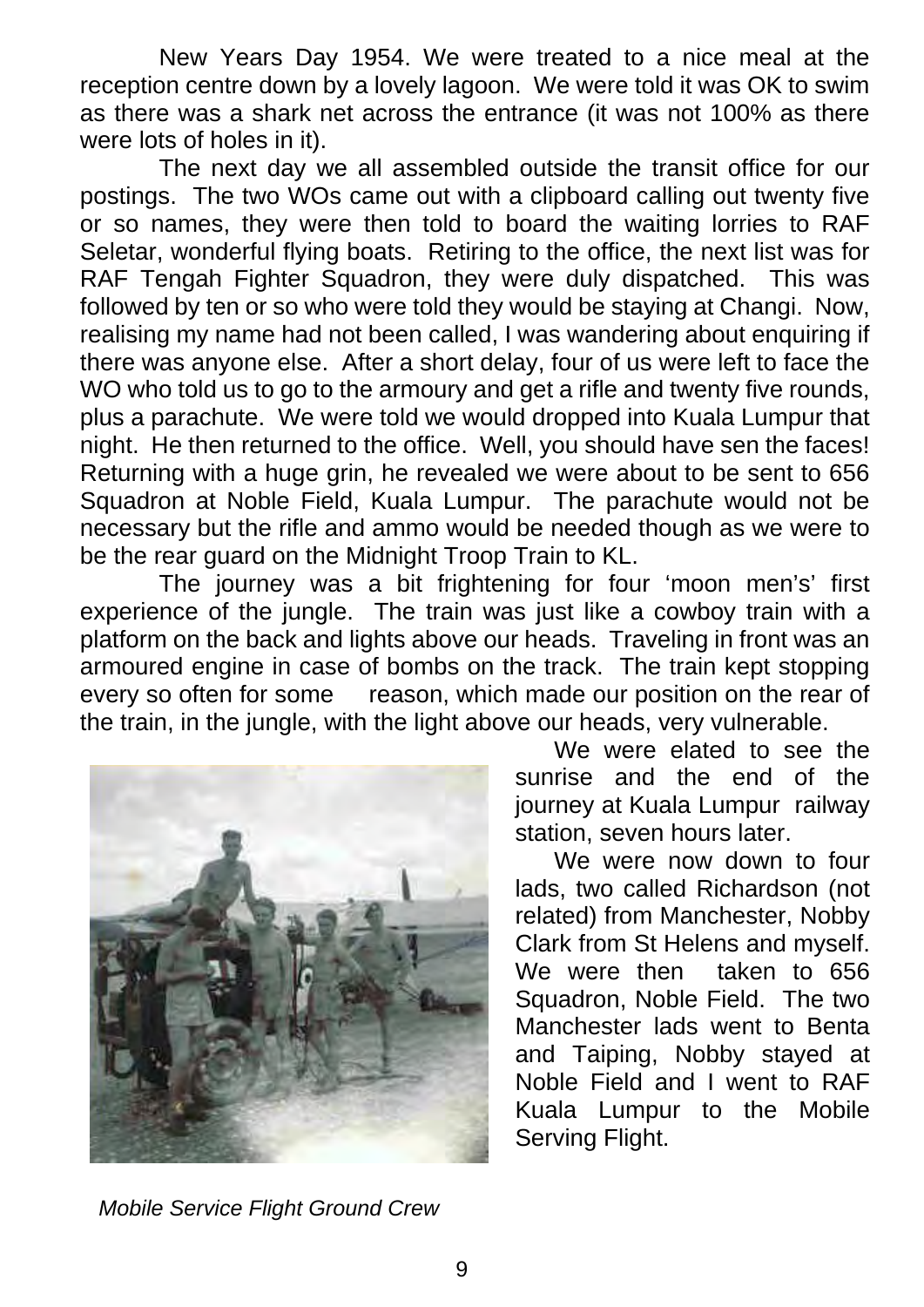New Years Day 1954. We were treated to a nice meal at the reception centre down by a lovely lagoon. We were told it was OK to swim as there was a shark net across the entrance (it was not 100% as there were lots of holes in it).

The next day we all assembled outside the transit office for our postings. The two WOs came out with a clipboard calling out twenty five or so names, they were then told to board the waiting lorries to RAF Seletar, wonderful flying boats. Retiring to the office, the next list was for RAF Tengah Fighter Squadron, they were duly dispatched. This was followed by ten or so who were told they would be staying at Changi. Now, realising my name had not been called, I was wandering about enquiring if there was anyone else. After a short delay, four of us were left to face the WO who told us to go to the armoury and get a rifle and twenty five rounds, plus a parachute. We were told we would dropped into Kuala Lumpur that night. He then returned to the office. Well, you should have sen the faces! Returning with a huge grin, he revealed we were about to be sent to 656 Squadron at Noble Field, Kuala Lumpur. The parachute would not be necessary but the rifle and ammo would be needed though as we were to be the rear guard on the Midnight Troop Train to KL.

The journey was a bit frightening for four 'moon men's' first experience of the jungle. The train was just like a cowboy train with a platform on the back and lights above our heads. Traveling in front was an armoured engine in case of bombs on the track. The train kept stopping every so often for some reason, which made our position on the rear of the train, in the jungle, with the light above our heads, very vulnerable.

We were elated to see the sunrise and the end of the journey at Kuala Lumpur railway station, seven hours later.

We were now down to four lads, two called Richardson (not related) from Manchester, Nobby Clark from St Helens and myself. We were then taken to 656 Squadron, Noble Field. The two Manchester lads went to Benta and Taiping, Nobby stayed at Noble Field and I went to RAF Kuala Lumpur to the Mobile Serving Flight.

*Mobile Service Flight Ground Crew*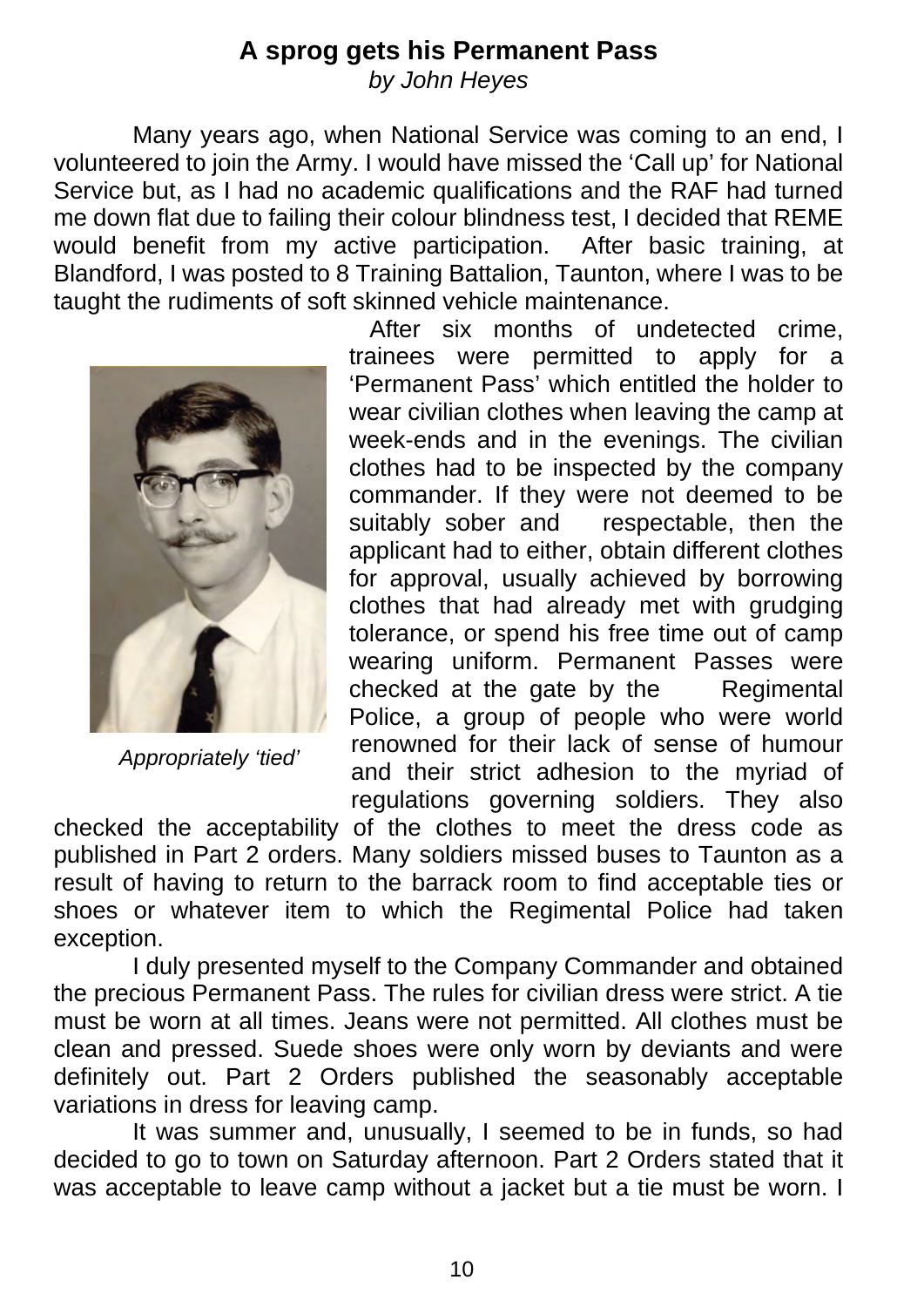## A sprog gets his Permanent Pass

*by John Heyes*

Many years ago, when National Service was coming to an end, I volunteered to join the Army. I would have missed the 'Call up' for National Service but, as I had no academic qualifications and the RAF had turned me down flat due to failing their colour blindness test, I decided that REME would benefit from my active participation. After basic training, at Blandford, I was posted to 8 Training Battalion, Taunton, where I was to be taught the rudiments of soft skinned vehicle maintenance.

*Appropriately 'tied'*

After six months of undetected crime, trainees were permitted to apply for a 'Permanent Pass' which entitled the holder to wear civilian clothes when leaving the camp at week-ends and in the evenings. The civilian clothes had to be inspected by the company commander. If they were not deemed to be suitably sober and respectable, then the applicant had to either, obtain different clothes for approval, usually achieved by borrowing clothes that had already met with grudging tolerance, or spend his free time out of camp wearing uniform. Permanent Passes were checked at the gate by the Regimental Police, a group of people who were world renowned for their lack of sense of humour and their strict adhesion to the myriad of regulations governing soldiers. They also checked the acceptability of the clothes to meet the dress code as published in Part 2 orders. Many soldiers missed buses to Taunton as a result of having to return to the barrack room to find acceptable ties or shoes or whatever item to which the Regimental Police had taken exception.

I duly presented myself to the Company Commander and obtained the precious Permanent Pass. The rules for civilian dress were strict. A tie must be worn at all times. Jeans were not permitted. All clothes must be clean and pressed. Suede shoes were only worn by deviants and were definitely out. Part 2 Orders published the seasonably acceptable variations in dress for leaving camp.

It was summer and, unusually, I seemed to be in funds, so had decided to go to town on Saturday afternoon. Part 2 Orders stated that it was acceptable to leave camp without a jacket but a tie must be worn. I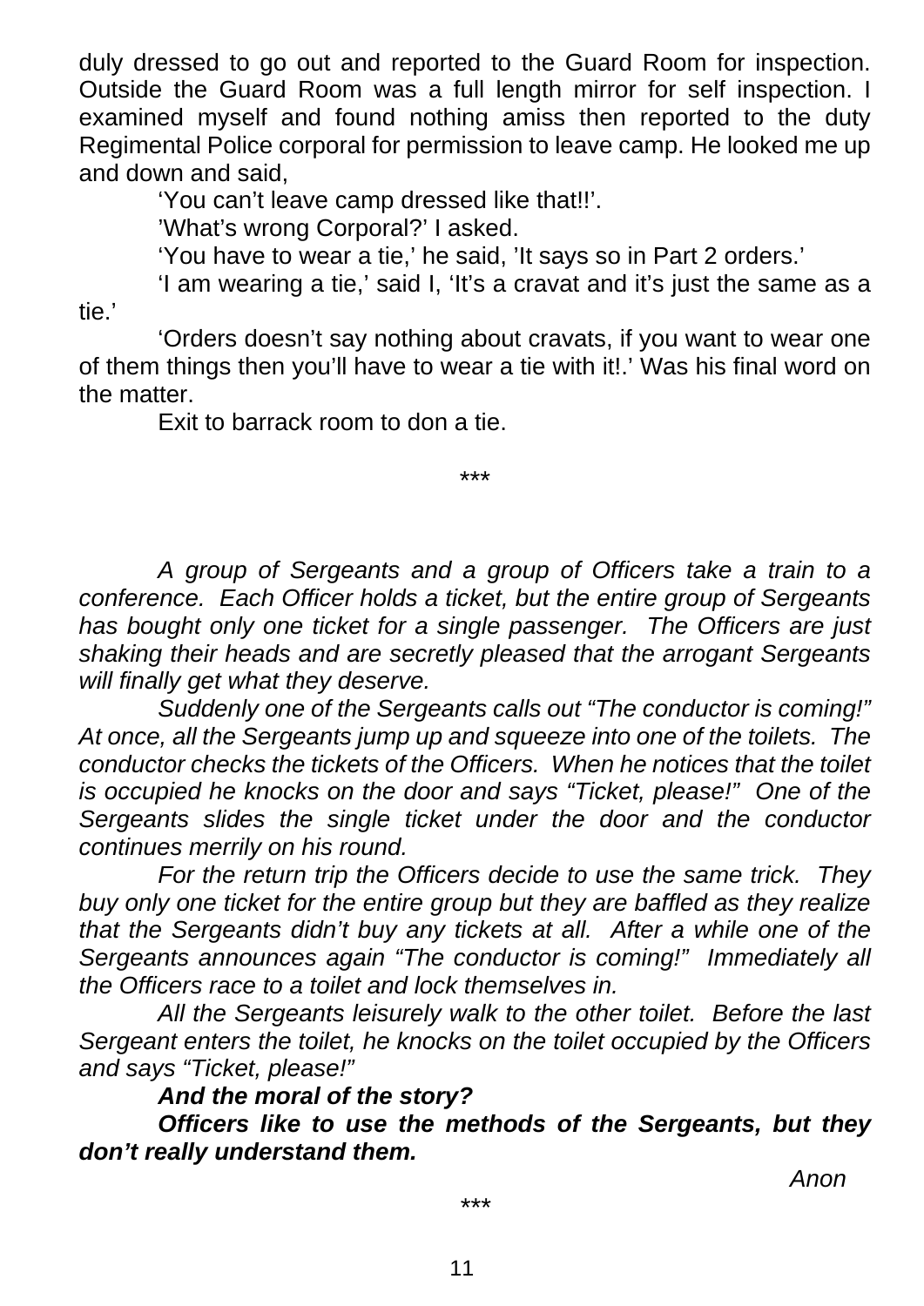duly dressed to go out and reported to the Guard Room for inspection. Outside the Guard Room was a full length mirror for self inspection. I examined myself and found nothing amiss then reported to the duty Regimental Police corporal for permission to leave camp. He looked me up and down and said,

'You can't leave camp dressed like that!!'.

'What's wrong Corporal?' I asked.

'You have to wear a tie,' he said, 'It says so in Part 2 orders.'

'I am wearing a tie,' said I, 'It's a cravat and it's just the same as a tie.'

'Orders doesn't say nothing about cravats, if you want to wear one of them things then you'll have to wear a tie with it!.' Was his final word on the matter.

Exit to barrack room to don a tie.

\*\*\*

*A group of Sergeants and a group of Officers take a train to a conference. Each Officer holds a ticket, but the entire group of Sergeants has bought only one ticket for a single passenger. The Officers are just shaking their heads and are secretly pleased that the arrogant Sergeants will finally get what they deserve.*

*Suddenly one of the Sergeants calls out "The conductor is coming!" At once, all the Sergeants jump up and squeeze into one of the toilets. The conductor checks the tickets of the Officers. When he notices that the toilet is occupied he knocks on the door and says "Ticket, please!" One of the Sergeants slides the single ticket under the door and the conductor continues merrily on his round.*

*For the return trip the Officers decide to use the same trick. They buy only one ticket for the entire group but they are baffled as they realize that the Sergeants didn't buy any tickets at all. After a while one of the Sergeants announces again "The conductor is coming!" Immediately all the Officers race to a toilet and lock themselves in.*

*All the Sergeants leisurely walk to the other toilet. Before the last Sergeant enters the toilet, he knocks on the toilet occupied by the Officers and says "Ticket, please!"*

***And the moral of the story?***

***Officers like to use the methods of the Sergeants, but they don't really understand them.***

*Anon*

\*\*\*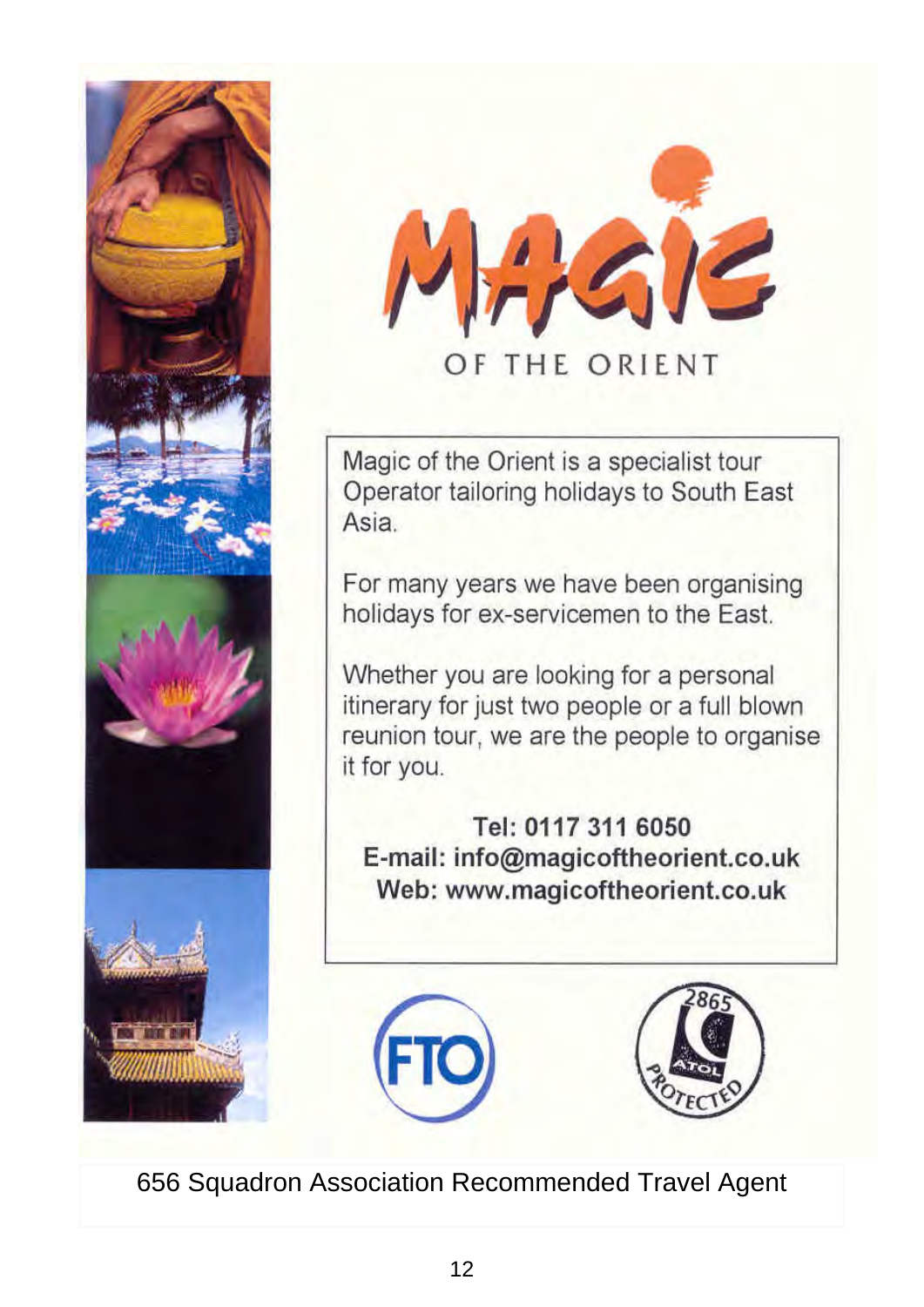# MAGIC

OF THE ORIENT

Magic of the Orient is a specialist tour Operator tailoring holidays to South East Asia.

For many years we have been organising holidays for ex-servicemen to the East.

Whether you are looking for a personal itinerary for just two people or a full blown reunion tour, we are the people to organise it for you.

**Tel: 0117 311 6050**
**E-mail: info@magicoftheorient.co.uk**
**Web: www.magicoftheorient.co.uk**

FTO

2865 ATOL PROTECTED

656 Squadron Association Recommended Travel Agent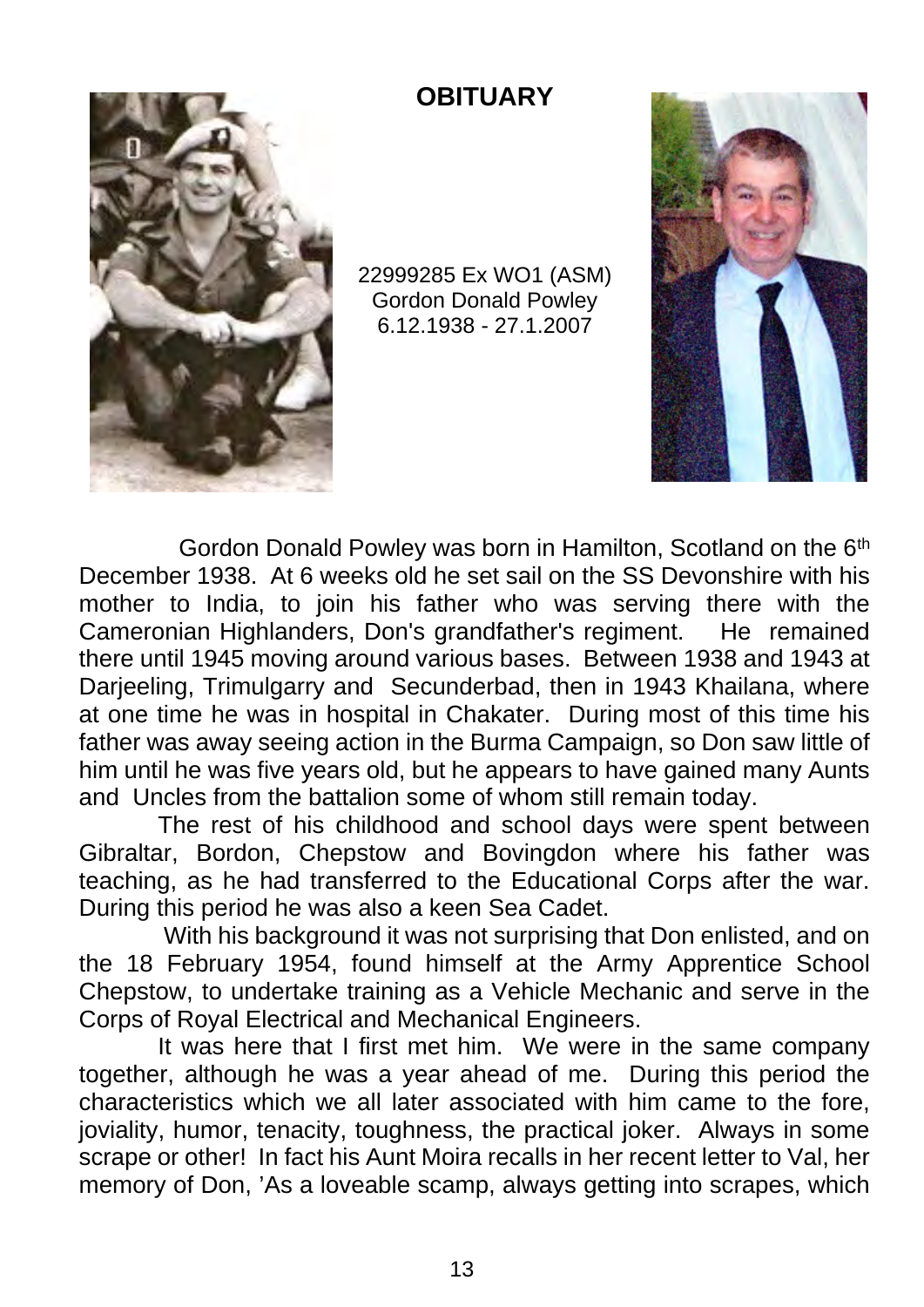# OBITUARY

22999285 Ex WO1 (ASM)
Gordon Donald Powley
6.12.1938 - 27.1.2007

Gordon Donald Powley was born in Hamilton, Scotland on the 6th December 1938. At 6 weeks old he set sail on the SS Devonshire with his mother to India, to join his father who was serving there with the Cameronian Highlanders, Don's grandfather's regiment. He remained there until 1945 moving around various bases. Between 1938 and 1943 at Darjeeling, Trimulgarry and Secunderbad, then in 1943 Khailana, where at one time he was in hospital in Chakater. During most of this time his father was away seeing action in the Burma Campaign, so Don saw little of him until he was five years old, but he appears to have gained many Aunts and Uncles from the battalion some of whom still remain today.

The rest of his childhood and school days were spent between Gibraltar, Bordon, Chepstow and Bovingdon where his father was teaching, as he had transferred to the Educational Corps after the war. During this period he was also a keen Sea Cadet.

With his background it was not surprising that Don enlisted, and on the 18 February 1954, found himself at the Army Apprentice School Chepstow, to undertake training as a Vehicle Mechanic and serve in the Corps of Royal Electrical and Mechanical Engineers.

It was here that I first met him. We were in the same company together, although he was a year ahead of me. During this period the characteristics which we all later associated with him came to the fore, joviality, humor, tenacity, toughness, the practical joker. Always in some scrape or other! In fact his Aunt Moira recalls in her recent letter to Val, her memory of Don, 'As a loveable scamp, always getting into scrapes, which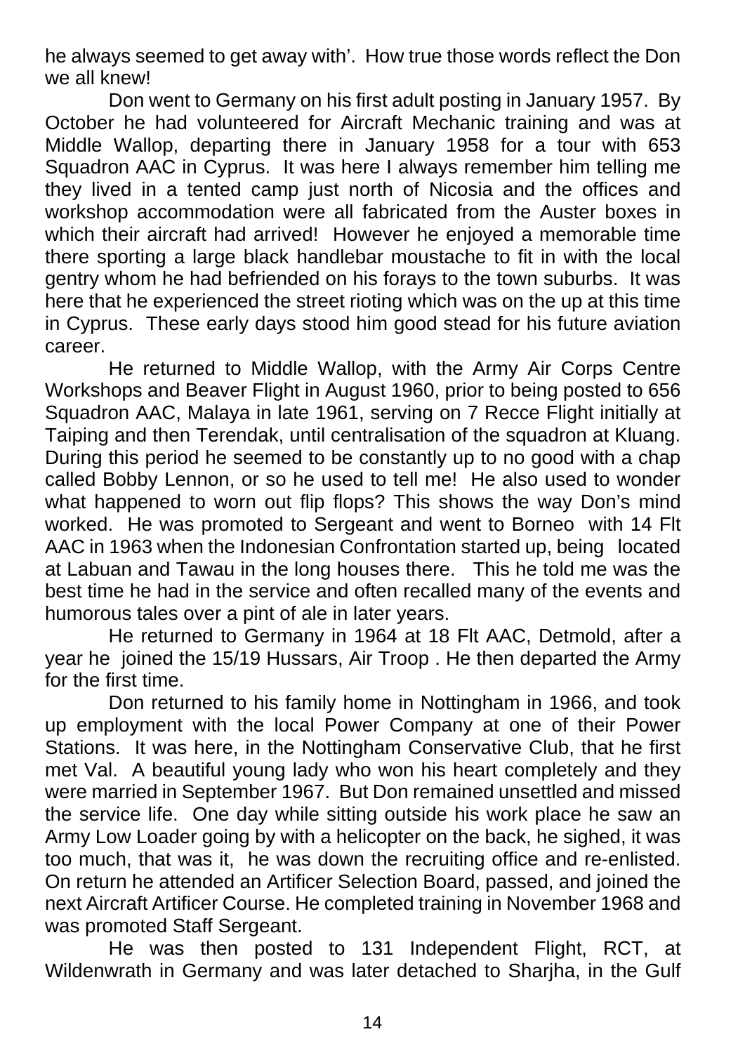he always seemed to get away with'. How true those words reflect the Don we all knew!

Don went to Germany on his first adult posting in January 1957. By October he had volunteered for Aircraft Mechanic training and was at Middle Wallop, departing there in January 1958 for a tour with 653 Squadron AAC in Cyprus. It was here I always remember him telling me they lived in a tented camp just north of Nicosia and the offices and workshop accommodation were all fabricated from the Auster boxes in which their aircraft had arrived! However he enjoyed a memorable time there sporting a large black handlebar moustache to fit in with the local gentry whom he had befriended on his forays to the town suburbs. It was here that he experienced the street rioting which was on the up at this time in Cyprus. These early days stood him good stead for his future aviation career.

He returned to Middle Wallop, with the Army Air Corps Centre Workshops and Beaver Flight in August 1960, prior to being posted to 656 Squadron AAC, Malaya in late 1961, serving on 7 Recce Flight initially at Taiping and then Terendak, until centralisation of the squadron at Kluang. During this period he seemed to be constantly up to no good with a chap called Bobby Lennon, or so he used to tell me! He also used to wonder what happened to worn out flip flops? This shows the way Don's mind worked. He was promoted to Sergeant and went to Borneo with 14 Flt AAC in 1963 when the Indonesian Confrontation started up, being located at Labuan and Tawau in the long houses there. This he told me was the best time he had in the service and often recalled many of the events and humorous tales over a pint of ale in later years.

He returned to Germany in 1964 at 18 Flt AAC, Detmold, after a year he joined the 15/19 Hussars, Air Troop . He then departed the Army for the first time.

Don returned to his family home in Nottingham in 1966, and took up employment with the local Power Company at one of their Power Stations. It was here, in the Nottingham Conservative Club, that he first met Val. A beautiful young lady who won his heart completely and they were married in September 1967. But Don remained unsettled and missed the service life. One day while sitting outside his work place he saw an Army Low Loader going by with a helicopter on the back, he sighed, it was too much, that was it, he was down the recruiting office and re-enlisted. On return he attended an Artificer Selection Board, passed, and joined the next Aircraft Artificer Course. He completed training in November 1968 and was promoted Staff Sergeant.

He was then posted to 131 Independent Flight, RCT, at Wildenwrath in Germany and was later detached to Sharjha, in the Gulf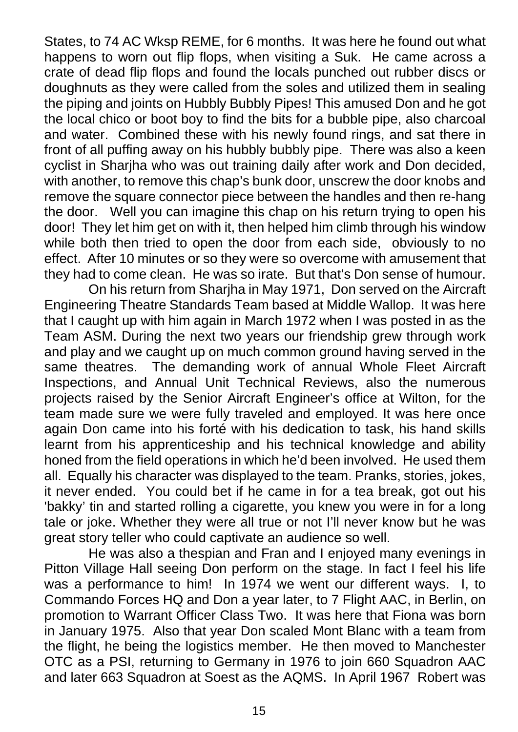States, to 74 AC Wksp REME, for 6 months. It was here he found out what happens to worn out flip flops, when visiting a Suk. He came across a crate of dead flip flops and found the locals punched out rubber discs or doughnuts as they were called from the soles and utilized them in sealing the piping and joints on Hubbly Bubbly Pipes! This amused Don and he got the local chico or boot boy to find the bits for a bubble pipe, also charcoal and water. Combined these with his newly found rings, and sat there in front of all puffing away on his hubbly bubbly pipe. There was also a keen cyclist in Sharjha who was out training daily after work and Don decided, with another, to remove this chap's bunk door, unscrew the door knobs and remove the square connector piece between the handles and then re-hang the door. Well you can imagine this chap on his return trying to open his door! They let him get on with it, then helped him climb through his window while both then tried to open the door from each side, obviously to no effect. After 10 minutes or so they were so overcome with amusement that they had to come clean. He was so irate. But that's Don sense of humour.

On his return from Sharjha in May 1971, Don served on the Aircraft Engineering Theatre Standards Team based at Middle Wallop. It was here that I caught up with him again in March 1972 when I was posted in as the Team ASM. During the next two years our friendship grew through work and play and we caught up on much common ground having served in the same theatres. The demanding work of annual Whole Fleet Aircraft Inspections, and Annual Unit Technical Reviews, also the numerous projects raised by the Senior Aircraft Engineer's office at Wilton, for the team made sure we were fully traveled and employed. It was here once again Don came into his forté with his dedication to task, his hand skills learnt from his apprenticeship and his technical knowledge and ability honed from the field operations in which he'd been involved. He used them all. Equally his character was displayed to the team. Pranks, stories, jokes, it never ended. You could bet if he came in for a tea break, got out his 'bakky' tin and started rolling a cigarette, you knew you were in for a long tale or joke. Whether they were all true or not I'll never know but he was great story teller who could captivate an audience so well.

He was also a thespian and Fran and I enjoyed many evenings in Pitton Village Hall seeing Don perform on the stage. In fact I feel his life was a performance to him! In 1974 we went our different ways. I, to Commando Forces HQ and Don a year later, to 7 Flight AAC, in Berlin, on promotion to Warrant Officer Class Two. It was here that Fiona was born in January 1975. Also that year Don scaled Mont Blanc with a team from the flight, he being the logistics member. He then moved to Manchester OTC as a PSI, returning to Germany in 1976 to join 660 Squadron AAC and later 663 Squadron at Soest as the AQMS. In April 1967 Robert was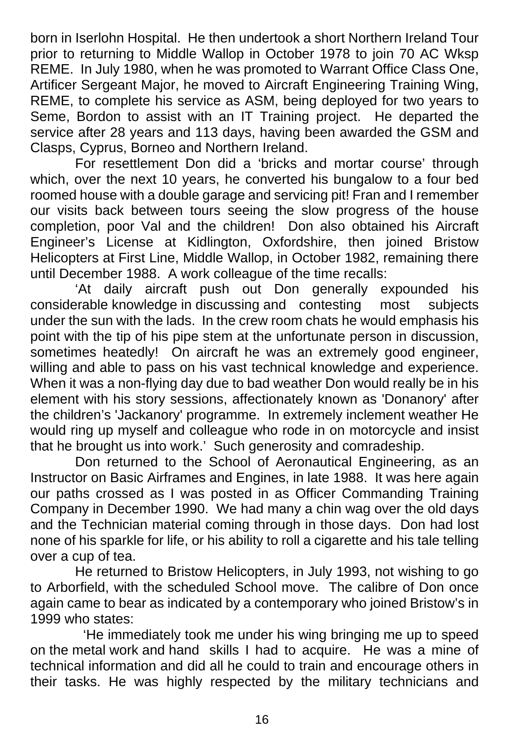born in Iserlohn Hospital. He then undertook a short Northern Ireland Tour prior to returning to Middle Wallop in October 1978 to join 70 AC Wksp REME. In July 1980, when he was promoted to Warrant Office Class One, Artificer Sergeant Major, he moved to Aircraft Engineering Training Wing, REME, to complete his service as ASM, being deployed for two years to Seme, Bordon to assist with an IT Training project. He departed the service after 28 years and 113 days, having been awarded the GSM and Clasps, Cyprus, Borneo and Northern Ireland.

For resettlement Don did a 'bricks and mortar course' through which, over the next 10 years, he converted his bungalow to a four bed roomed house with a double garage and servicing pit! Fran and I remember our visits back between tours seeing the slow progress of the house completion, poor Val and the children! Don also obtained his Aircraft Engineer's License at Kidlington, Oxfordshire, then joined Bristow Helicopters at First Line, Middle Wallop, in October 1982, remaining there until December 1988. A work colleague of the time recalls:

'At daily aircraft push out Don generally expounded his considerable knowledge in discussing and contesting most subjects under the sun with the lads. In the crew room chats he would emphasis his point with the tip of his pipe stem at the unfortunate person in discussion, sometimes heatedly! On aircraft he was an extremely good engineer, willing and able to pass on his vast technical knowledge and experience. When it was a non-flying day due to bad weather Don would really be in his element with his story sessions, affectionately known as 'Donanory' after the children's 'Jackanory' programme. In extremely inclement weather He would ring up myself and colleague who rode in on motorcycle and insist that he brought us into work.' Such generosity and comradeship.

Don returned to the School of Aeronautical Engineering, as an Instructor on Basic Airframes and Engines, in late 1988. It was here again our paths crossed as I was posted in as Officer Commanding Training Company in December 1990. We had many a chin wag over the old days and the Technician material coming through in those days. Don had lost none of his sparkle for life, or his ability to roll a cigarette and his tale telling over a cup of tea.

He returned to Bristow Helicopters, in July 1993, not wishing to go to Arborfield, with the scheduled School move. The calibre of Don once again came to bear as indicated by a contemporary who joined Bristow's in 1999 who states:

'He immediately took me under his wing bringing me up to speed on the metal work and hand skills I had to acquire. He was a mine of technical information and did all he could to train and encourage others in their tasks. He was highly respected by the military technicians and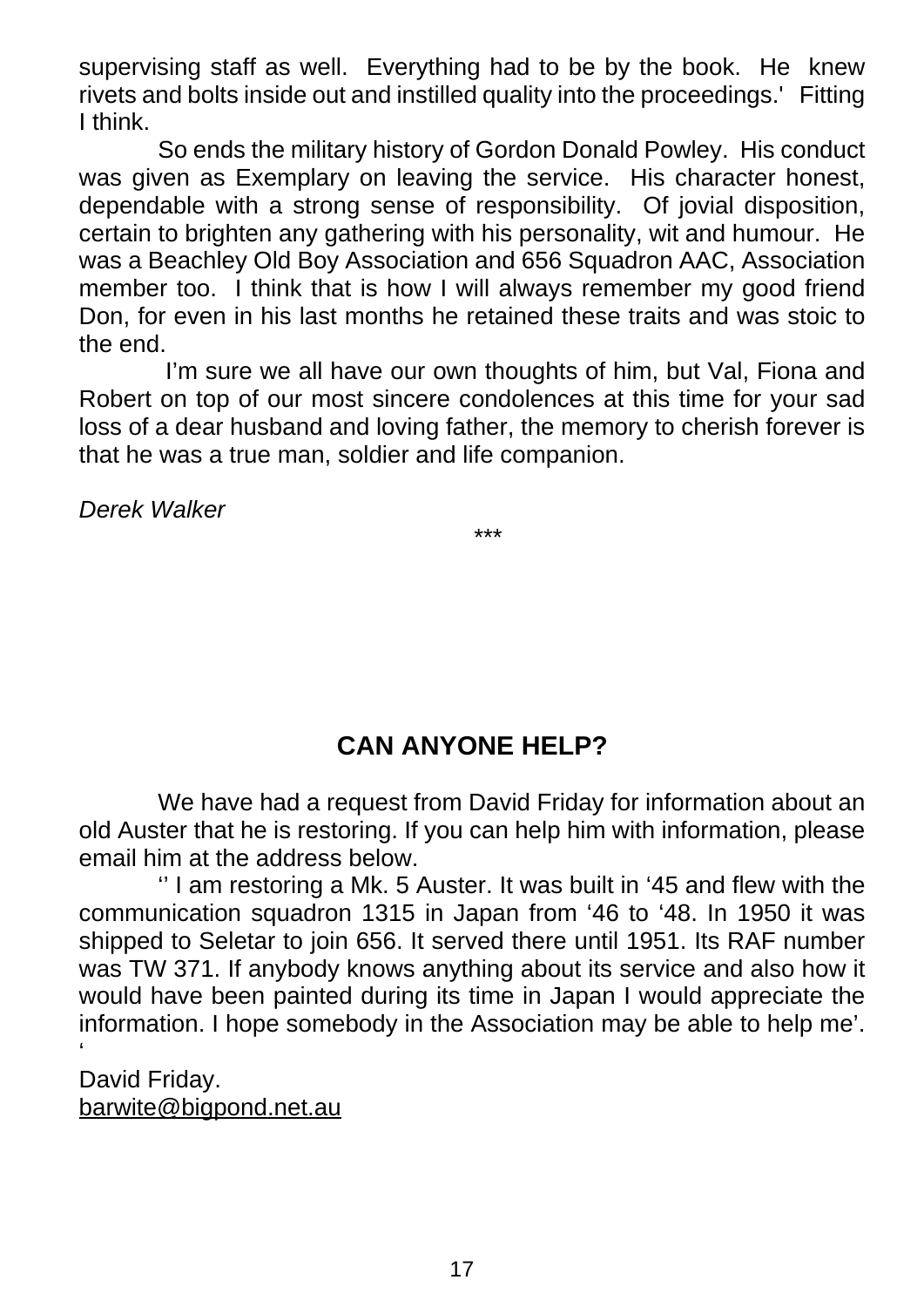supervising staff as well. Everything had to be by the book. He knew rivets and bolts inside out and instilled quality into the proceedings.' Fitting I think.

So ends the military history of Gordon Donald Powley. His conduct was given as Exemplary on leaving the service. His character honest, dependable with a strong sense of responsibility. Of jovial disposition, certain to brighten any gathering with his personality, wit and humour. He was a Beachley Old Boy Association and 656 Squadron AAC, Association member too. I think that is how I will always remember my good friend Don, for even in his last months he retained these traits and was stoic to the end.

I'm sure we all have our own thoughts of him, but Val, Fiona and Robert on top of our most sincere condolences at this time for your sad loss of a dear husband and loving father, the memory to cherish forever is that he was a true man, soldier and life companion.

*Derek Walker*

***

## CAN ANYONE HELP?

We have had a request from David Friday for information about an old Auster that he is restoring. If you can help him with information, please email him at the address below.

'' I am restoring a Mk. 5 Auster. It was built in '45 and flew with the communication squadron 1315 in Japan from '46 to '48. In 1950 it was shipped to Seletar to join 656. It served there until 1951. Its RAF number was TW 371. If anybody knows anything about its service and also how it would have been painted during its time in Japan I would appreciate the information. I hope somebody in the Association may be able to help me'. '

David Friday.
barwite@bigpond.net.au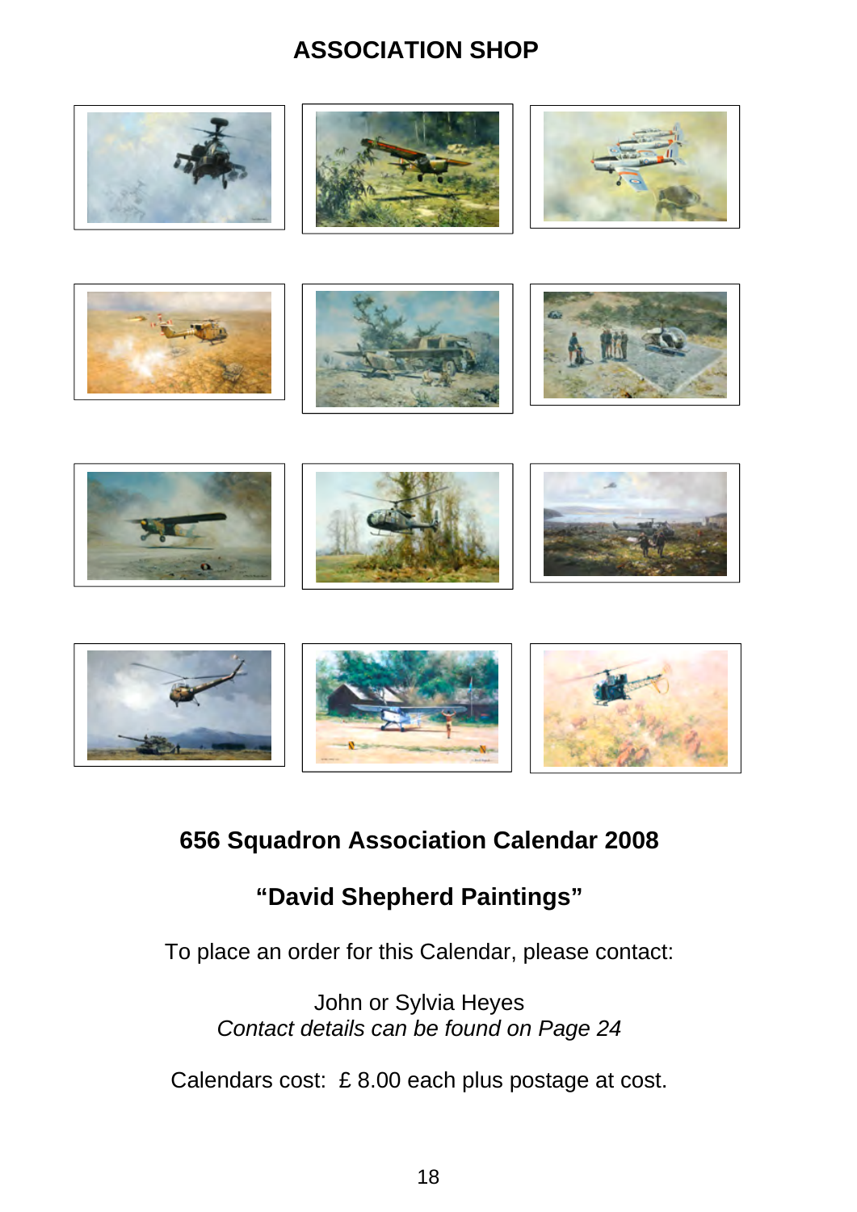# ASSOCIATION SHOP

## 656 Squadron Association Calendar 2008

## "David Shepherd Paintings"

To place an order for this Calendar, please contact:

John or Sylvia Heyes
*Contact details can be found on Page 24*

Calendars cost: £ 8.00 each plus postage at cost.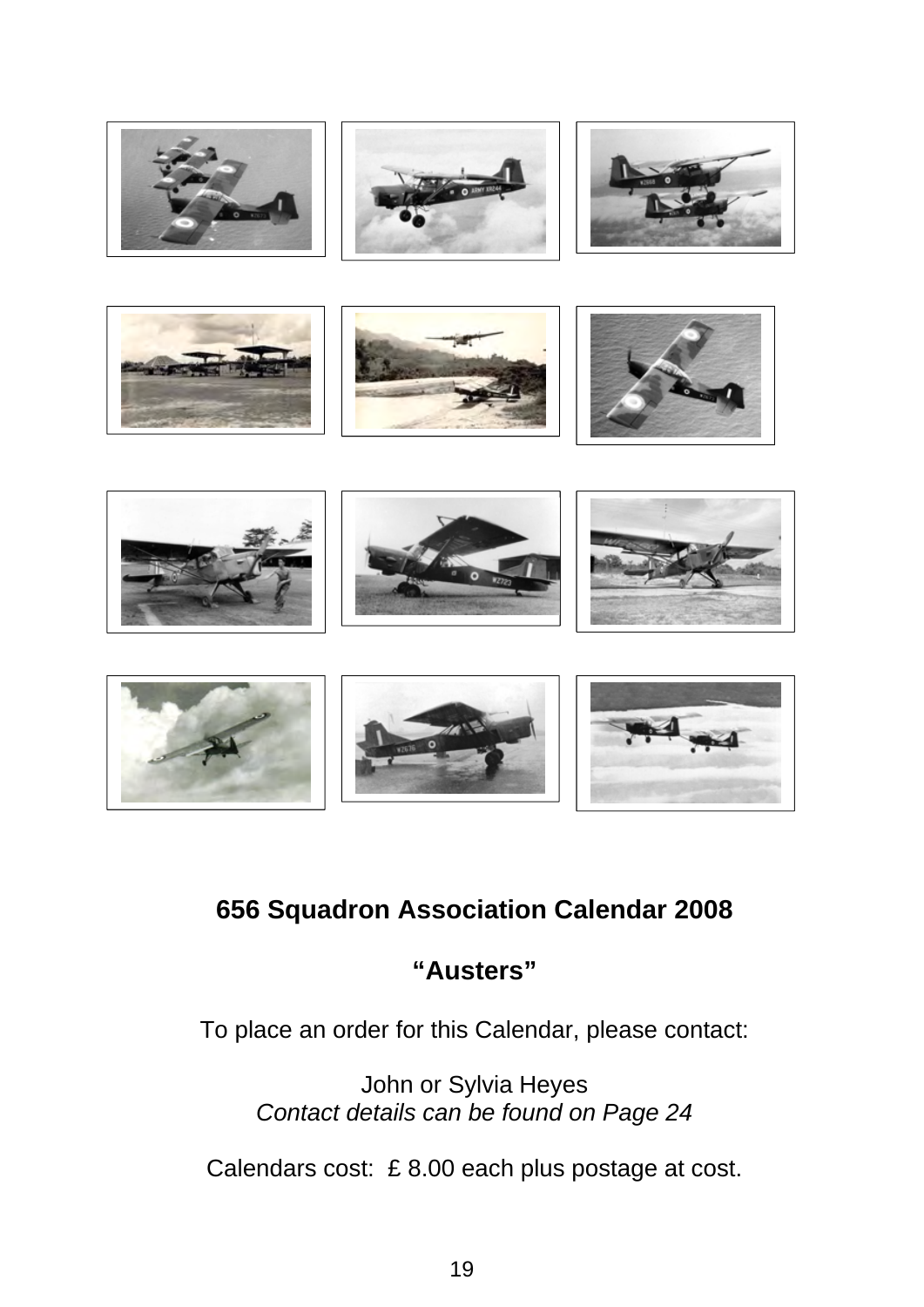**656 Squadron Association Calendar 2008**

**“Austers”**

To place an order for this Calendar, please contact:

John or Sylvia Heyes
*Contact details can be found on Page 24*

Calendars cost: £ 8.00 each plus postage at cost.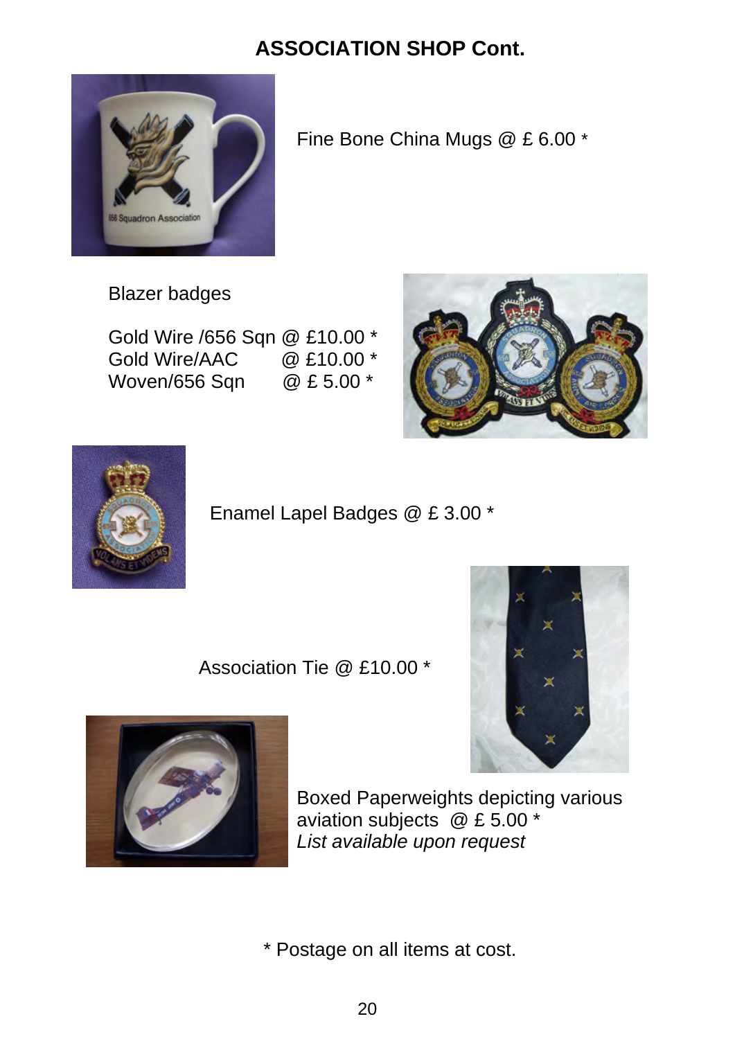## ASSOCIATION SHOP Cont.

Fine Bone China Mugs @ £ 6.00 *

Blazer badges

Gold Wire /656 Sqn @ £10.00 *
Gold Wire/AAC @ £10.00 *
Woven/656 Sqn @ £ 5.00 *

Enamel Lapel Badges @ £ 3.00 *

Association Tie @ £10.00 *

Boxed Paperweights depicting various aviation subjects @ £ 5.00 *
*List available upon request*

* Postage on all items at cost.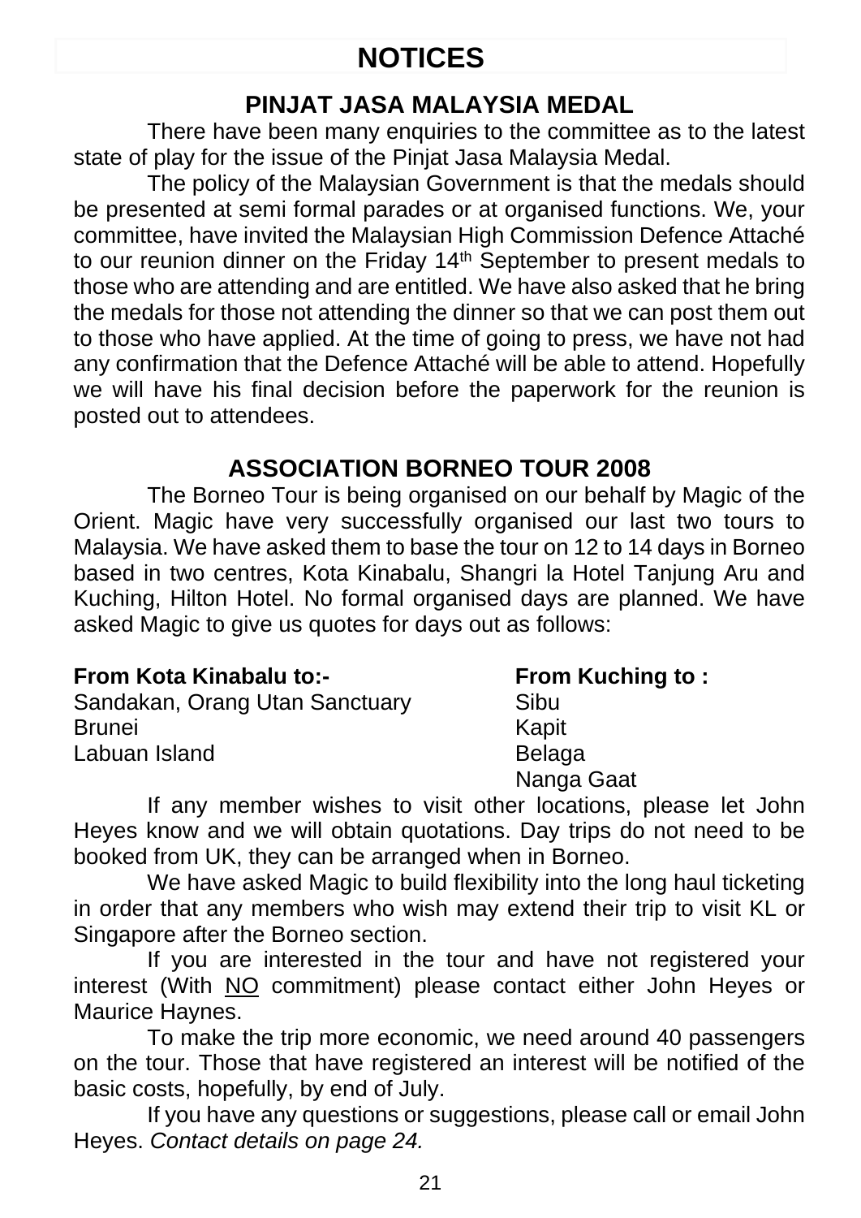# NOTICES

## PINJAT JASA MALAYSIA MEDAL

There have been many enquiries to the committee as to the latest state of play for the issue of the Pinjat Jasa Malaysia Medal.

The policy of the Malaysian Government is that the medals should be presented at semi formal parades or at organised functions. We, your committee, have invited the Malaysian High Commission Defence Attaché to our reunion dinner on the Friday 14th September to present medals to those who are attending and are entitled. We have also asked that he bring the medals for those not attending the dinner so that we can post them out to those who have applied. At the time of going to press, we have not had any confirmation that the Defence Attaché will be able to attend. Hopefully we will have his final decision before the paperwork for the reunion is posted out to attendees.

## ASSOCIATION BORNEO TOUR 2008

The Borneo Tour is being organised on our behalf by Magic of the Orient. Magic have very successfully organised our last two tours to Malaysia. We have asked them to base the tour on 12 to 14 days in Borneo based in two centres, Kota Kinabalu, Shangri la Hotel Tanjung Aru and Kuching, Hilton Hotel. No formal organised days are planned. We have asked Magic to give us quotes for days out as follows:

**From Kota Kinabalu to:-**
Sandakan, Orang Utan Sanctuary
Brunei
Labuan Island

**From Kuching to :**
Sibu
Kapit
Belaga
Nanga Gaat

If any member wishes to visit other locations, please let John Heyes know and we will obtain quotations. Day trips do not need to be booked from UK, they can be arranged when in Borneo.

We have asked Magic to build flexibility into the long haul ticketing in order that any members who wish may extend their trip to visit KL or Singapore after the Borneo section.

If you are interested in the tour and have not registered your interest (With <u>NO</u> commitment) please contact either John Heyes or Maurice Haynes.

To make the trip more economic, we need around 40 passengers on the tour. Those that have registered an interest will be notified of the basic costs, hopefully, by end of July.

If you have any questions or suggestions, please call or email John Heyes. *Contact details on page 24.*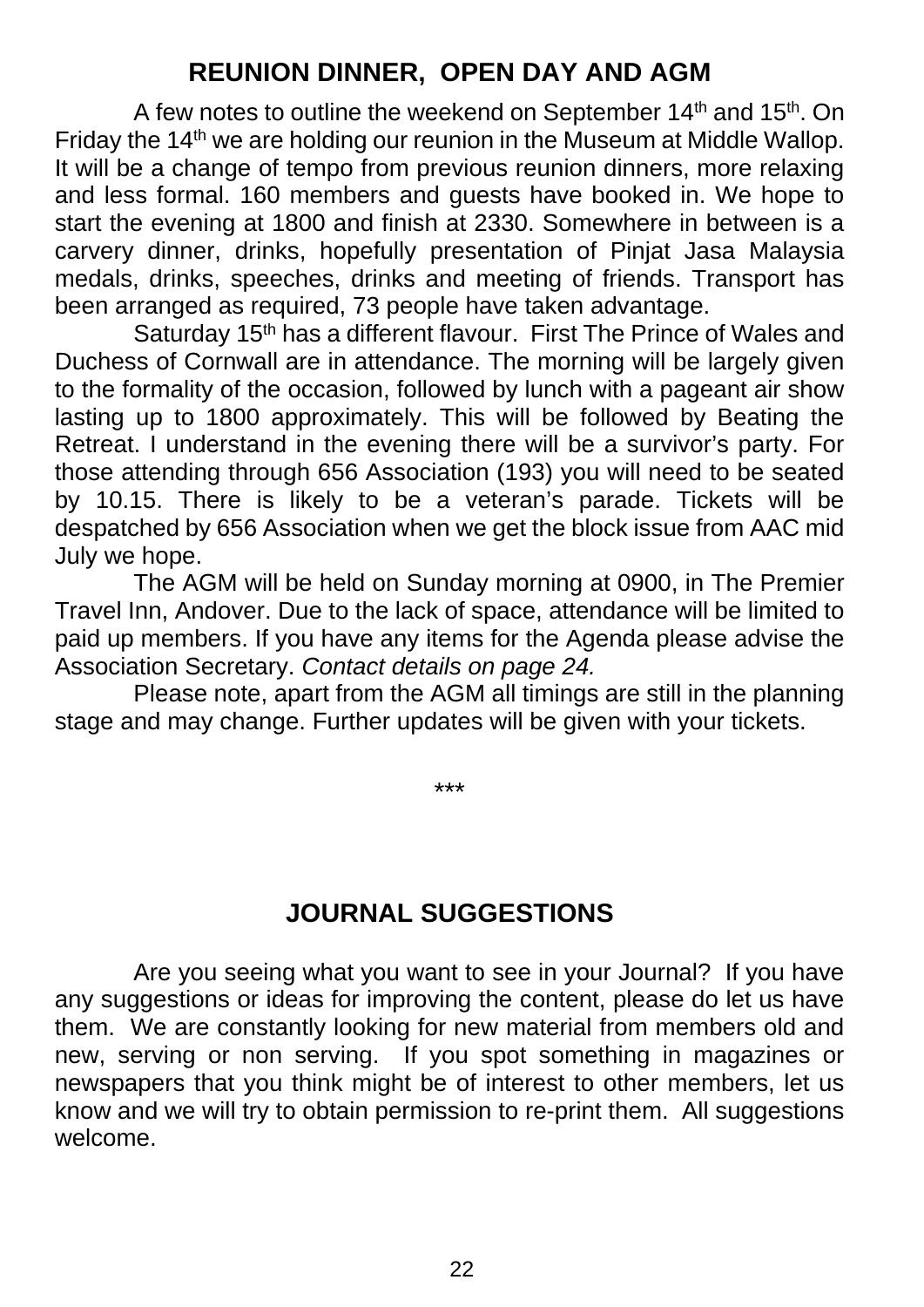## REUNION DINNER, OPEN DAY AND AGM

A few notes to outline the weekend on September 14th and 15th. On Friday the 14th we are holding our reunion in the Museum at Middle Wallop. It will be a change of tempo from previous reunion dinners, more relaxing and less formal. 160 members and guests have booked in. We hope to start the evening at 1800 and finish at 2330. Somewhere in between is a carvery dinner, drinks, hopefully presentation of Pinjat Jasa Malaysia medals, drinks, speeches, drinks and meeting of friends. Transport has been arranged as required, 73 people have taken advantage.

Saturday 15th has a different flavour. First The Prince of Wales and Duchess of Cornwall are in attendance. The morning will be largely given to the formality of the occasion, followed by lunch with a pageant air show lasting up to 1800 approximately. This will be followed by Beating the Retreat. I understand in the evening there will be a survivor's party. For those attending through 656 Association (193) you will need to be seated by 10.15. There is likely to be a veteran's parade. Tickets will be despatched by 656 Association when we get the block issue from AAC mid July we hope.

The AGM will be held on Sunday morning at 0900, in The Premier Travel Inn, Andover. Due to the lack of space, attendance will be limited to paid up members. If you have any items for the Agenda please advise the Association Secretary. *Contact details on page 24.*

Please note, apart from the AGM all timings are still in the planning stage and may change. Further updates will be given with your tickets.

***

## JOURNAL SUGGESTIONS

Are you seeing what you want to see in your Journal? If you have any suggestions or ideas for improving the content, please do let us have them. We are constantly looking for new material from members old and new, serving or non serving. If you spot something in magazines or newspapers that you think might be of interest to other members, let us know and we will try to obtain permission to re-print them. All suggestions welcome.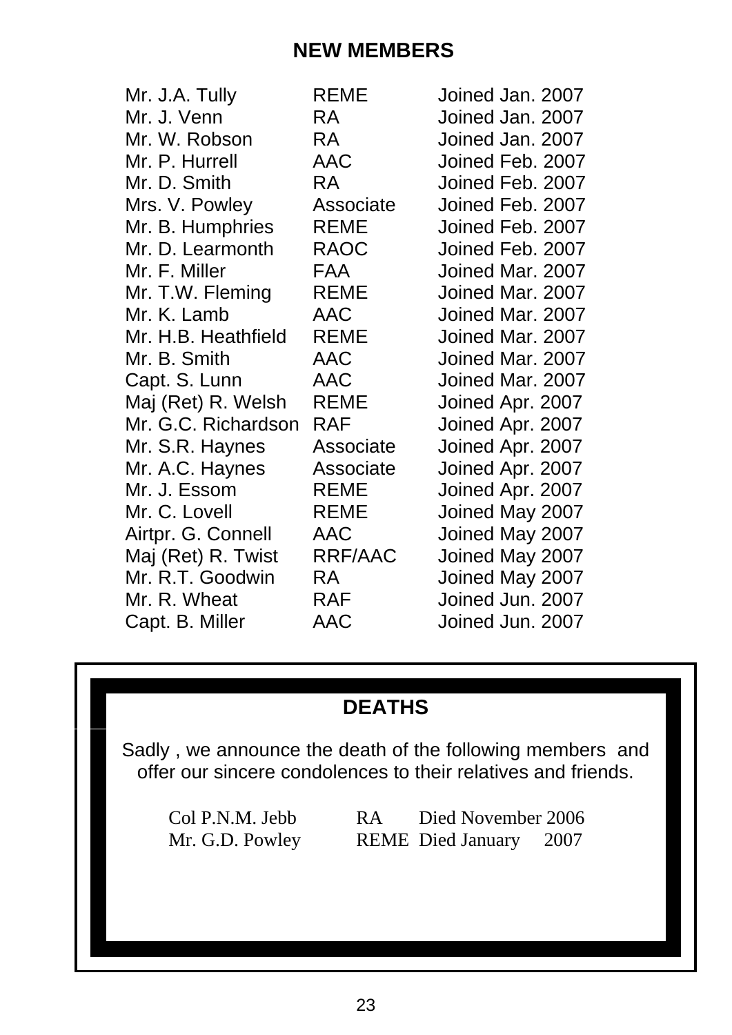## NEW MEMBERS

| | | |
|---|---|---|
| Mr. J.A. Tully | REME | Joined Jan. 2007 |
| Mr. J. Venn | RA | Joined Jan. 2007 |
| Mr. W. Robson | RA | Joined Jan. 2007 |
| Mr. P. Hurrell | AAC | Joined Feb. 2007 |
| Mr. D. Smith | RA | Joined Feb. 2007 |
| Mrs. V. Powley | Associate | Joined Feb. 2007 |
| Mr. B. Humphries | REME | Joined Feb. 2007 |
| Mr. D. Learmonth | RAOC | Joined Feb. 2007 |
| Mr. F. Miller | FAA | Joined Mar. 2007 |
| Mr. T.W. Fleming | REME | Joined Mar. 2007 |
| Mr. K. Lamb | AAC | Joined Mar. 2007 |
| Mr. H.B. Heathfield | REME | Joined Mar. 2007 |
| Mr. B. Smith | AAC | Joined Mar. 2007 |
| Capt. S. Lunn | AAC | Joined Mar. 2007 |
| Maj (Ret) R. Welsh | REME | Joined Apr. 2007 |
| Mr. G.C. Richardson | RAF | Joined Apr. 2007 |
| Mr. S.R. Haynes | Associate | Joined Apr. 2007 |
| Mr. A.C. Haynes | Associate | Joined Apr. 2007 |
| Mr. J. Essom | REME | Joined Apr. 2007 |
| Mr. C. Lovell | REME | Joined May 2007 |
| Airtpr. G. Connell | AAC | Joined May 2007 |
| Maj (Ret) R. Twist | RRF/AAC | Joined May 2007 |
| Mr. R.T. Goodwin | RA | Joined May 2007 |
| Mr. R. Wheat | RAF | Joined Jun. 2007 |
| Capt. B. Miller | AAC | Joined Jun. 2007 |

## DEATHS

Sadly , we announce the death of the following members and offer our sincere condolences to their relatives and friends.

| | | |
|---|---|---|
| Col P.N.M. Jebb | RA | Died November 2006 |
| Mr. G.D. Powley | REME | Died January 2007 |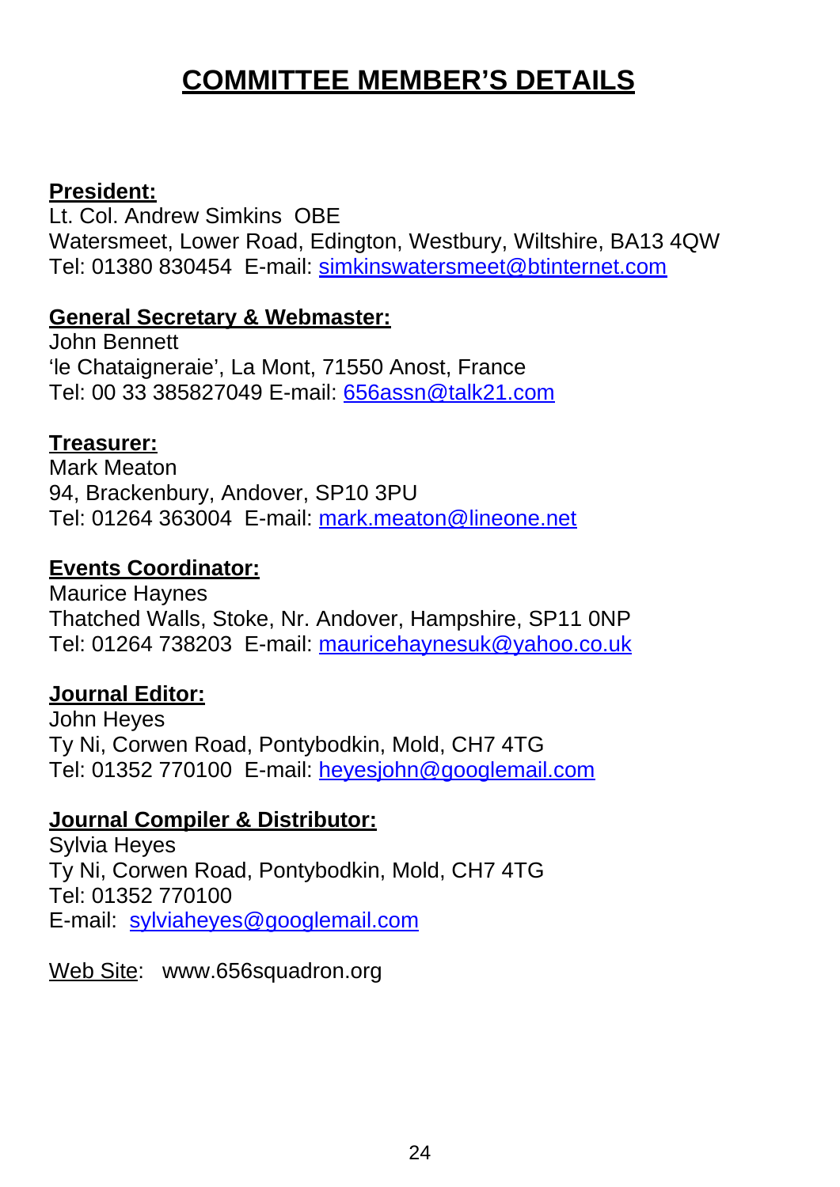# COMMITTEE MEMBER'S DETAILS

**President:**
Lt. Col. Andrew Simkins OBE
Watersmeet, Lower Road, Edington, Westbury, Wiltshire, BA13 4QW
Tel: 01380 830454 E-mail: simkinswatersmeet@btinternet.com

**General Secretary & Webmaster:**
John Bennett
'le Chataigneraie', La Mont, 71550 Anost, France
Tel: 00 33 385827049 E-mail: 656assn@talk21.com

**Treasurer:**
Mark Meaton
94, Brackenbury, Andover, SP10 3PU
Tel: 01264 363004 E-mail: mark.meaton@lineone.net

**Events Coordinator:**
Maurice Haynes
Thatched Walls, Stoke, Nr. Andover, Hampshire, SP11 0NP
Tel: 01264 738203 E-mail: mauricehaynesuk@yahoo.co.uk

**Journal Editor:**
John Heyes
Ty Ni, Corwen Road, Pontybodkin, Mold, CH7 4TG
Tel: 01352 770100 E-mail: heyesjohn@googlemail.com

**Journal Compiler & Distributor:**
Sylvia Heyes
Ty Ni, Corwen Road, Pontybodkin, Mold, CH7 4TG
Tel: 01352 770100
E-mail: sylviaheyes@googlemail.com

Web Site: www.656squadron.org